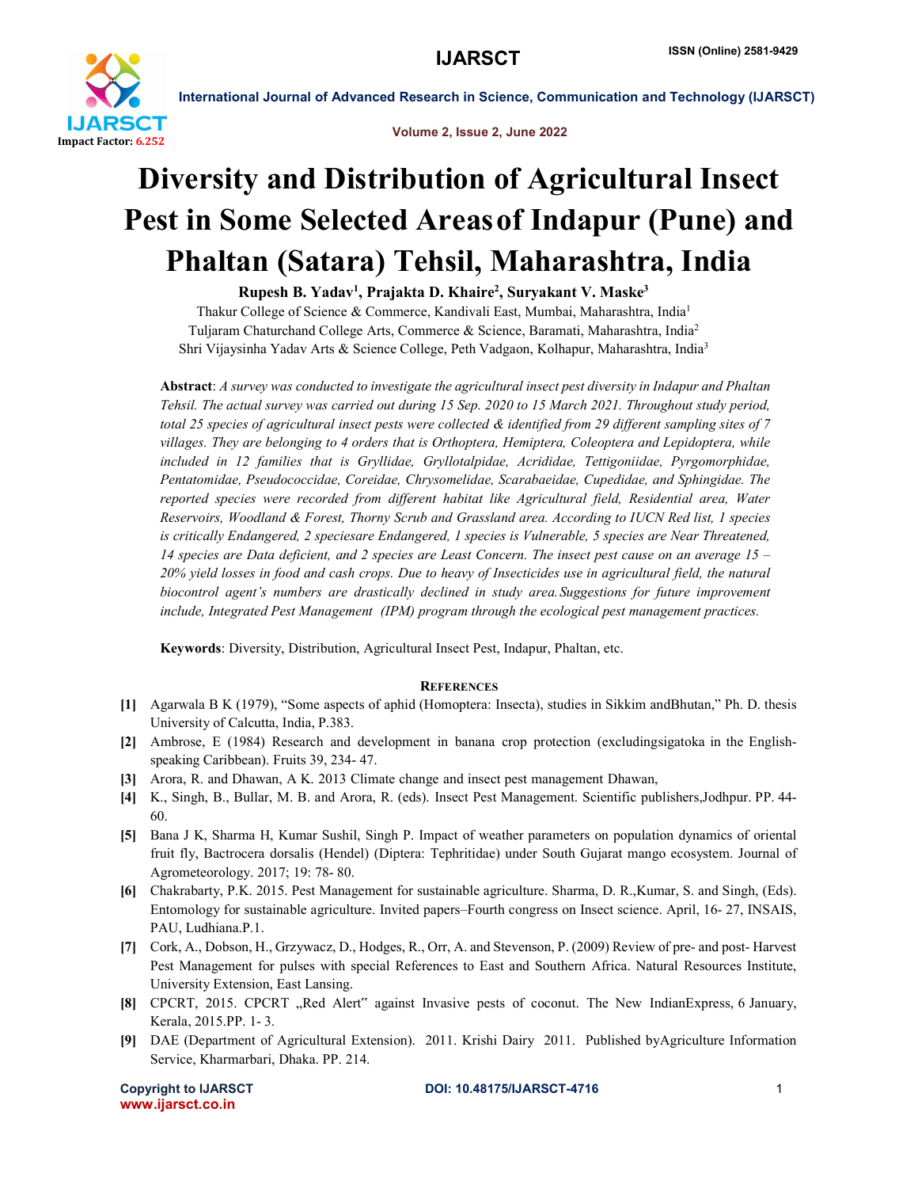# Diversity and Distribution of Agricultural Insect Pest in Some Selected Areas of Indapur (Pune) and Phaltan (Satara) Tehsil, Maharashtra, India

**Rupesh B. Yadav[1], Prajakta D. Khaire[2], Suryakant V. Maske[3]**

Thakur College of Science & Commerce, Kandivali East, Mumbai, Maharashtra, India[1]
Tuljaram Chaturchand College Arts, Commerce & Science, Baramati, Maharashtra, India[2]
Shri Vijaysinha Yadav Arts & Science College, Peth Vadgaon, Kolhapur, Maharashtra, India[3]

**Abstract**: *A survey was conducted to investigate the agricultural insect pest diversity in Indapur and Phaltan Tehsil. The actual survey was carried out during 15 Sep. 2020 to 15 March 2021. Throughout study period, total 25 species of agricultural insect pests were collected & identified from 29 different sampling sites of 7 villages. They are belonging to 4 orders that is Orthoptera, Hemiptera, Coleoptera and Lepidoptera, while included in 12 families that is Gryllidae, Gryllotalpidae, Acrididae, Tettigoniidae, Pyrgomorphidae, Pentatomidae, Pseudococcidae, Coreidae, Chrysomelidae, Scarabaeidae, Cupedidae, and Sphingidae. The reported species were recorded from different habitat like Agricultural field, Residential area, Water Reservoirs, Woodland & Forest, Thorny Scrub and Grassland area. According to IUCN Red list, 1 species is critically Endangered, 2 speciesare Endangered, 1 species is Vulnerable, 5 species are Near Threatened, 14 species are Data deficient, and 2 species are Least Concern. The insect pest cause on an average 15 – 20% yield losses in food and cash crops. Due to heavy of Insecticides use in agricultural field, the natural biocontrol agent's numbers are drastically declined in study area. Suggestions for future improvement include, Integrated Pest Management (IPM) program through the ecological pest management practices.*

**Keywords**: Diversity, Distribution, Agricultural Insect Pest, Indapur, Phaltan, etc.

## References

[1] Agarwala B K (1979), "Some aspects of aphid (Homoptera: Insecta), studies in Sikkim andBhutan," Ph. D. thesis University of Calcutta, India, P.383.

[2] Ambrose, E (1984) Research and development in banana crop protection (excludingsigatoka in the English-speaking Caribbean). Fruits 39, 234- 47.

[3] Arora, R. and Dhawan, A K. 2013 Climate change and insect pest management Dhawan,

[4] K., Singh, B., Bullar, M. B. and Arora, R. (eds). Insect Pest Management. Scientific publishers,Jodhpur. PP. 44-60.

[5] Bana J K, Sharma H, Kumar Sushil, Singh P. Impact of weather parameters on population dynamics of oriental fruit fly, Bactrocera dorsalis (Hendel) (Diptera: Tephritidae) under South Gujarat mango ecosystem. Journal of Agrometeorology. 2017; 19: 78- 80.

[6] Chakrabarty, P.K. 2015. Pest Management for sustainable agriculture. Sharma, D. R.,Kumar, S. and Singh, (Eds). Entomology for sustainable agriculture. Invited papers–Fourth congress on Insect science. April, 16- 27, INSAIS, PAU, Ludhiana.P.1.

[7] Cork, A., Dobson, H., Grzywacz, D., Hodges, R., Orr, A. and Stevenson, P. (2009) Review of pre- and post- Harvest Pest Management for pulses with special References to East and Southern Africa. Natural Resources Institute, University Extension, East Lansing.

[8] CPCRT, 2015. CPCRT „Red Alert" against Invasive pests of coconut. The New IndianExpress, 6 January, Kerala, 2015.PP. 1- 3.

[9] DAE (Department of Agricultural Extension). 2011. Krishi Dairy 2011. Published byAgriculture Information Service, Kharmarbari, Dhaka. PP. 214.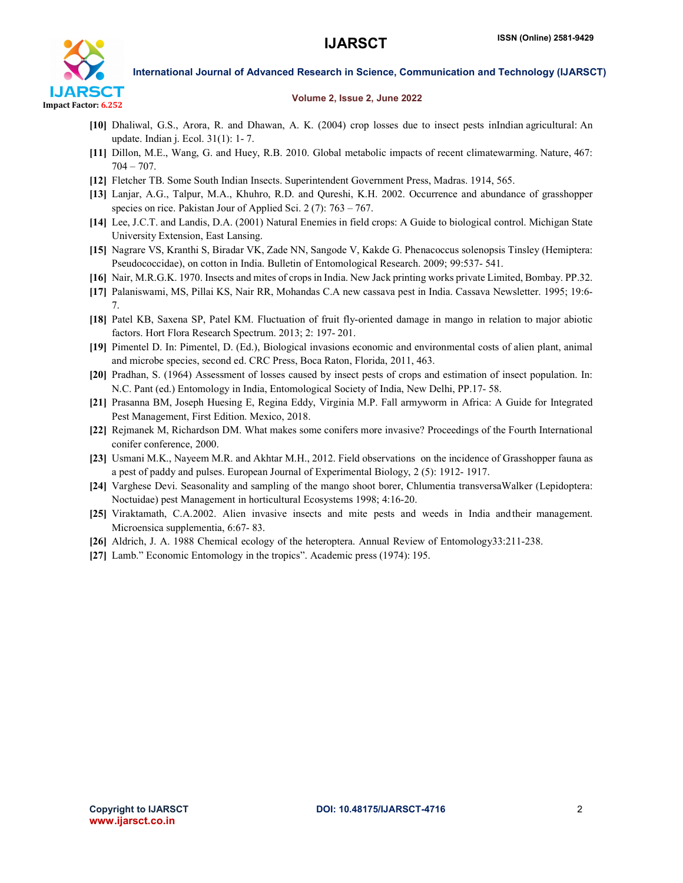**[10]** Dhaliwal, G.S., Arora, R. and Dhawan, A. K. (2004) crop losses due to insect pests inIndian agricultural: An update. Indian j. Ecol. 31(1): 1- 7.

**[11]** Dillon, M.E., Wang, G. and Huey, R.B. 2010. Global metabolic impacts of recent climatewarming. Nature, 467: 704 – 707.

**[12]** Fletcher TB. Some South Indian Insects. Superintendent Government Press, Madras. 1914, 565.

**[13]** Lanjar, A.G., Talpur, M.A., Khuhro, R.D. and Qureshi, K.H. 2002. Occurrence and abundance of grasshopper species on rice. Pakistan Jour of Applied Sci. 2 (7): 763 – 767.

**[14]** Lee, J.C.T. and Landis, D.A. (2001) Natural Enemies in field crops: A Guide to biological control. Michigan State University Extension, East Lansing.

**[15]** Nagrare VS, Kranthi S, Biradar VK, Zade NN, Sangode V, Kakde G. Phenacoccus solenopsis Tinsley (Hemiptera: Pseudococcidae), on cotton in India. Bulletin of Entomological Research. 2009; 99:537- 541.

**[16]** Nair, M.R.G.K. 1970. Insects and mites of crops in India. New Jack printing works private Limited, Bombay. PP.32.

**[17]** Palaniswami, MS, Pillai KS, Nair RR, Mohandas C.A new cassava pest in India. Cassava Newsletter. 1995; 19:6-7.

**[18]** Patel KB, Saxena SP, Patel KM. Fluctuation of fruit fly-oriented damage in mango in relation to major abiotic factors. Hort Flora Research Spectrum. 2013; 2: 197- 201.

**[19]** Pimentel D. In: Pimentel, D. (Ed.), Biological invasions economic and environmental costs of alien plant, animal and microbe species, second ed. CRC Press, Boca Raton, Florida, 2011, 463.

**[20]** Pradhan, S. (1964) Assessment of losses caused by insect pests of crops and estimation of insect population. In: N.C. Pant (ed.) Entomology in India, Entomological Society of India, New Delhi, PP.17- 58.

**[21]** Prasanna BM, Joseph Huesing E, Regina Eddy, Virginia M.P. Fall armyworm in Africa: A Guide for Integrated Pest Management, First Edition. Mexico, 2018.

**[22]** Rejmanek M, Richardson DM. What makes some conifers more invasive? Proceedings of the Fourth International conifer conference, 2000.

**[23]** Usmani M.K., Nayeem M.R. and Akhtar M.H., 2012. Field observations on the incidence of Grasshopper fauna as a pest of paddy and pulses. European Journal of Experimental Biology, 2 (5): 1912- 1917.

**[24]** Varghese Devi. Seasonality and sampling of the mango shoot borer, Chlumentia transversaWalker (Lepidoptera: Noctuidae) pest Management in horticultural Ecosystems 1998; 4:16-20.

**[25]** Viraktamath, C.A.2002. Alien invasive insects and mite pests and weeds in India andtheir management. Microensica supplementia, 6:67- 83.

**[26]** Aldrich, J. A. 1988 Chemical ecology of the heteroptera. Annual Review of Entomology33:211-238.

**[27]** Lamb." Economic Entomology in the tropics". Academic press (1974): 195.